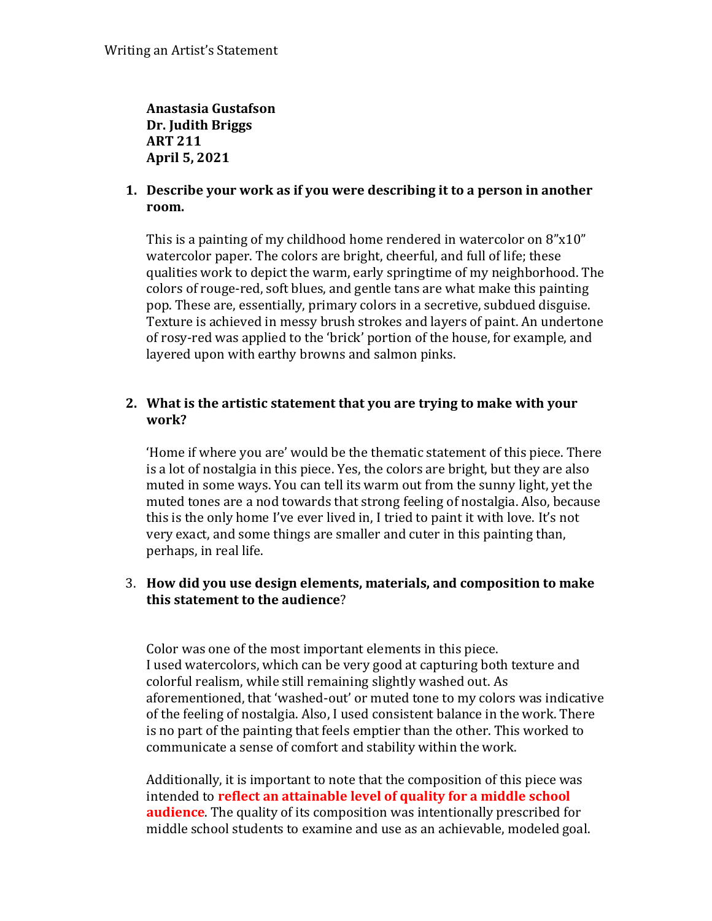Writing an Artist's Statement

**Anastasia Gustafson**
**Dr. Judith Briggs**
**ART 211**
**April 5, 2021**

1. **Describe your work as if you were describing it to a person in another room.**

   This is a painting of my childhood home rendered in watercolor on 8"x10" watercolor paper. The colors are bright, cheerful, and full of life; these qualities work to depict the warm, early springtime of my neighborhood. The colors of rouge-red, soft blues, and gentle tans are what make this painting pop. These are, essentially, primary colors in a secretive, subdued disguise. Texture is achieved in messy brush strokes and layers of paint. An undertone of rosy-red was applied to the 'brick' portion of the house, for example, and layered upon with earthy browns and salmon pinks.

2. **What is the artistic statement that you are trying to make with your work?**

   'Home if where you are' would be the thematic statement of this piece. There is a lot of nostalgia in this piece. Yes, the colors are bright, but they are also muted in some ways. You can tell its warm out from the sunny light, yet the muted tones are a nod towards that strong feeling of nostalgia. Also, because this is the only home I've ever lived in, I tried to paint it with love. It's not very exact, and some things are smaller and cuter in this painting than, perhaps, in real life.

3. **How did you use design elements, materials, and composition to make this statement to the audience**?

   Color was one of the most important elements in this piece.
   I used watercolors, which can be very good at capturing both texture and colorful realism, while still remaining slightly washed out. As aforementioned, that 'washed-out' or muted tone to my colors was indicative of the feeling of nostalgia. Also, I used consistent balance in the work. There is no part of the painting that feels emptier than the other. This worked to communicate a sense of comfort and stability within the work.

   Additionally, it is important to note that the composition of this piece was intended to **reflect an attainable level of quality for a middle school audience**. The quality of its composition was intentionally prescribed for middle school students to examine and use as an achievable, modeled goal.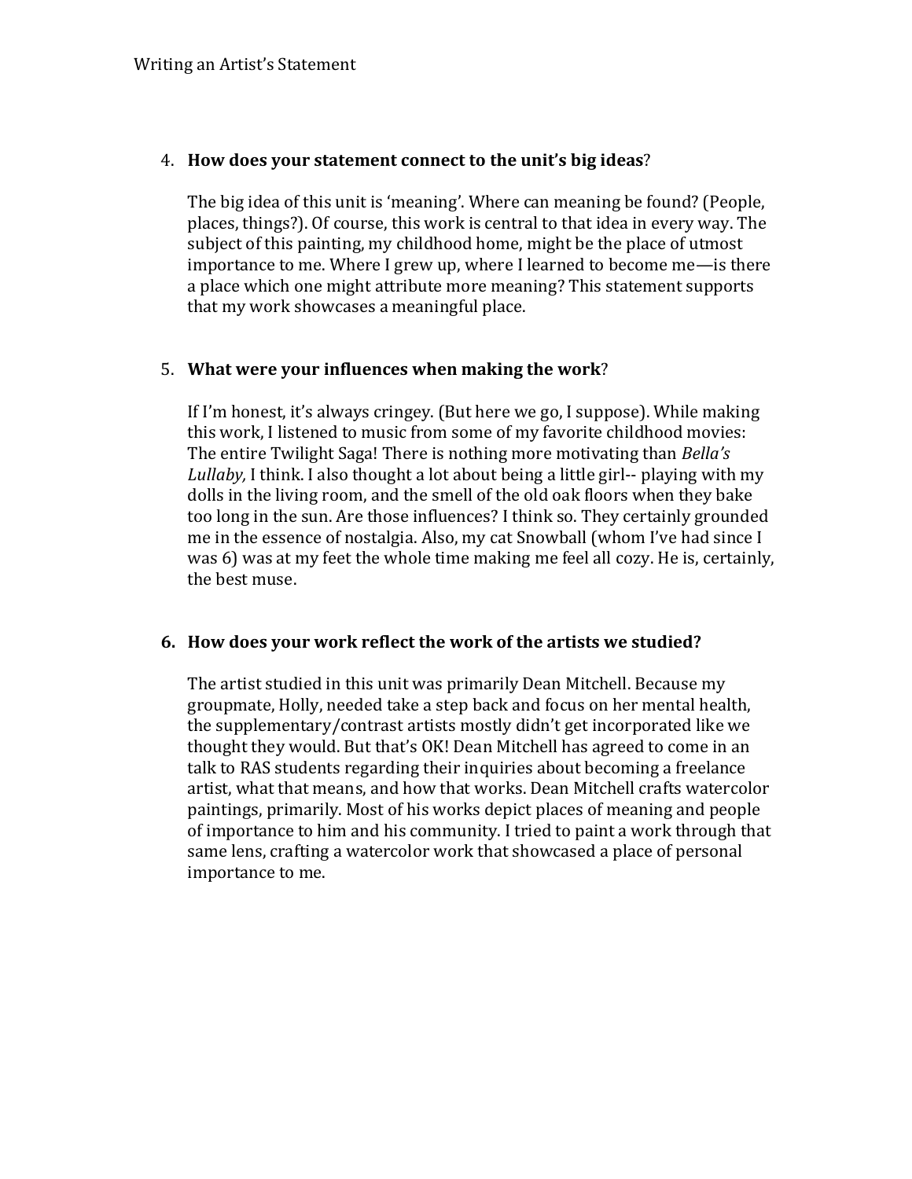4. **How does your statement connect to the unit's big ideas**?

   The big idea of this unit is 'meaning'. Where can meaning be found? (People, places, things?). Of course, this work is central to that idea in every way. The subject of this painting, my childhood home, might be the place of utmost importance to me. Where I grew up, where I learned to become me—is there a place which one might attribute more meaning? This statement supports that my work showcases a meaningful place.

5. **What were your influences when making the work**?

   If I'm honest, it's always cringey. (But here we go, I suppose). While making this work, I listened to music from some of my favorite childhood movies: The entire Twilight Saga! There is nothing more motivating than *Bella's Lullaby,* I think. I also thought a lot about being a little girl-- playing with my dolls in the living room, and the smell of the old oak floors when they bake too long in the sun. Are those influences? I think so. They certainly grounded me in the essence of nostalgia. Also, my cat Snowball (whom I've had since I was 6) was at my feet the whole time making me feel all cozy. He is, certainly, the best muse.

6. **How does your work reflect the work of the artists we studied?**

   The artist studied in this unit was primarily Dean Mitchell. Because my groupmate, Holly, needed take a step back and focus on her mental health, the supplementary/contrast artists mostly didn't get incorporated like we thought they would. But that's OK! Dean Mitchell has agreed to come in an talk to RAS students regarding their inquiries about becoming a freelance artist, what that means, and how that works. Dean Mitchell crafts watercolor paintings, primarily. Most of his works depict places of meaning and people of importance to him and his community. I tried to paint a work through that same lens, crafting a watercolor work that showcased a place of personal importance to me.